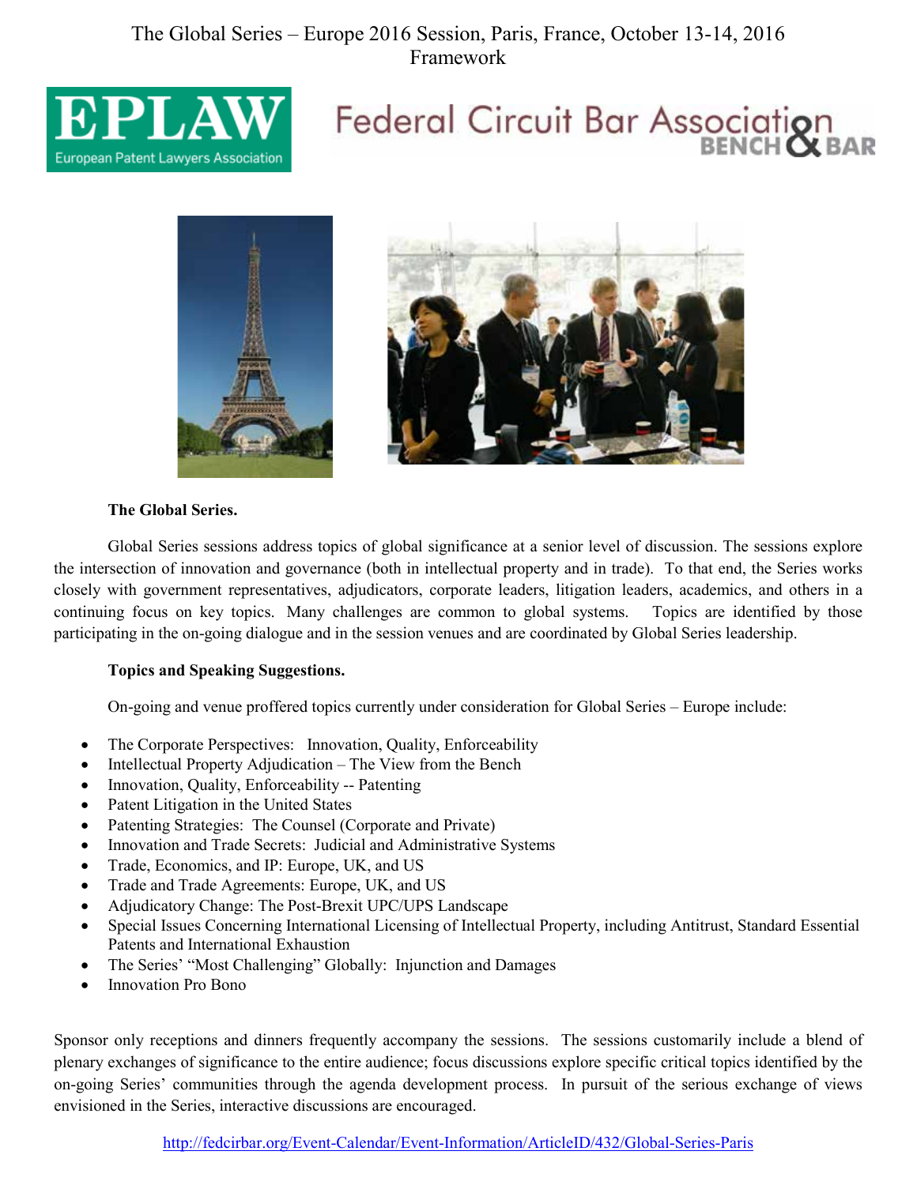# The Global Series – Europe 2016 Session, Paris, France, October 13-14, 2016
## Framework

EPLAW European Patent Lawyers Association

Federal Circuit Bar Association BENCH & BAR

**The Global Series.**

Global Series sessions address topics of global significance at a senior level of discussion. The sessions explore the intersection of innovation and governance (both in intellectual property and in trade). To that end, the Series works closely with government representatives, adjudicators, corporate leaders, litigation leaders, academics, and others in a continuing focus on key topics. Many challenges are common to global systems. Topics are identified by those participating in the on-going dialogue and in the session venues and are coordinated by Global Series leadership.

**Topics and Speaking Suggestions.**

On-going and venue proffered topics currently under consideration for Global Series – Europe include:

- The Corporate Perspectives: Innovation, Quality, Enforceability
- Intellectual Property Adjudication – The View from the Bench
- Innovation, Quality, Enforceability -- Patenting
- Patent Litigation in the United States
- Patenting Strategies: The Counsel (Corporate and Private)
- Innovation and Trade Secrets: Judicial and Administrative Systems
- Trade, Economics, and IP: Europe, UK, and US
- Trade and Trade Agreements: Europe, UK, and US
- Adjudicatory Change: The Post-Brexit UPC/UPS Landscape
- Special Issues Concerning International Licensing of Intellectual Property, including Antitrust, Standard Essential Patents and International Exhaustion
- The Series' "Most Challenging" Globally: Injunction and Damages
- Innovation Pro Bono

Sponsor only receptions and dinners frequently accompany the sessions. The sessions customarily include a blend of plenary exchanges of significance to the entire audience; focus discussions explore specific critical topics identified by the on-going Series' communities through the agenda development process. In pursuit of the serious exchange of views envisioned in the Series, interactive discussions are encouraged.

http://fedcirbar.org/Event-Calendar/Event-Information/ArticleID/432/Global-Series-Paris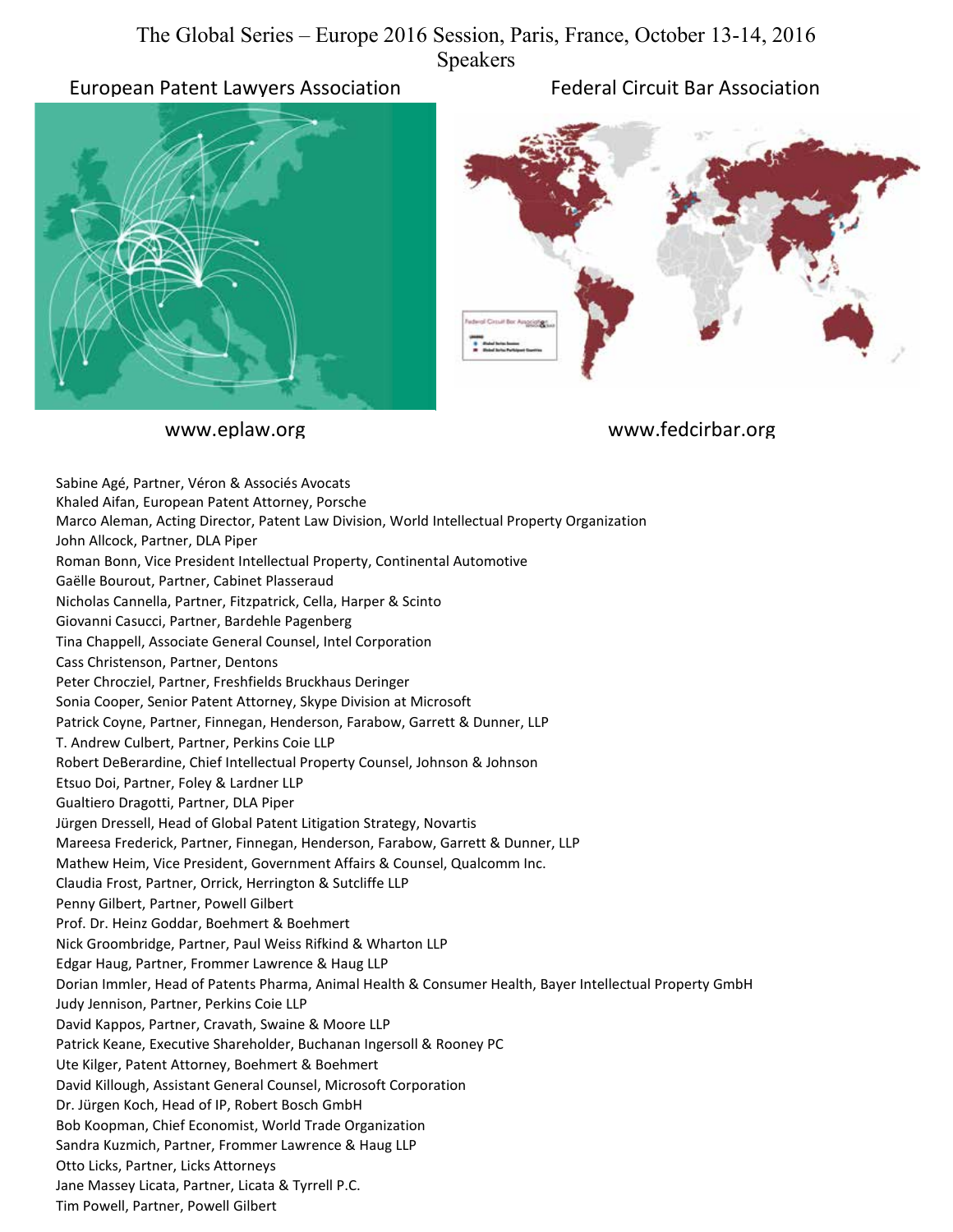# The Global Series – Europe 2016 Session, Paris, France, October 13-14, 2016

## Speakers

European Patent Lawyers Association

Federal Circuit Bar Association

www.eplaw.org

www.fedcirbar.org

Sabine Agé, Partner, Véron & Associés Avocats
Khaled Aifan, European Patent Attorney, Porsche
Marco Aleman, Acting Director, Patent Law Division, World Intellectual Property Organization
John Allcock, Partner, DLA Piper
Roman Bonn, Vice President Intellectual Property, Continental Automotive
Gaëlle Bourout, Partner, Cabinet Plasseraud
Nicholas Cannella, Partner, Fitzpatrick, Cella, Harper & Scinto
Giovanni Casucci, Partner, Bardehle Pagenberg
Tina Chappell, Associate General Counsel, Intel Corporation
Cass Christenson, Partner, Dentons
Peter Chrocziel, Partner, Freshfields Bruckhaus Deringer
Sonia Cooper, Senior Patent Attorney, Skype Division at Microsoft
Patrick Coyne, Partner, Finnegan, Henderson, Farabow, Garrett & Dunner, LLP
T. Andrew Culbert, Partner, Perkins Coie LLP
Robert DeBerardine, Chief Intellectual Property Counsel, Johnson & Johnson
Etsuo Doi, Partner, Foley & Lardner LLP
Gualtiero Dragotti, Partner, DLA Piper
Jürgen Dressell, Head of Global Patent Litigation Strategy, Novartis
Mareesa Frederick, Partner, Finnegan, Henderson, Farabow, Garrett & Dunner, LLP
Mathew Heim, Vice President, Government Affairs & Counsel, Qualcomm Inc.
Claudia Frost, Partner, Orrick, Herrington & Sutcliffe LLP
Penny Gilbert, Partner, Powell Gilbert
Prof. Dr. Heinz Goddar, Boehmert & Boehmert
Nick Groombridge, Partner, Paul Weiss Rifkind & Wharton LLP
Edgar Haug, Partner, Frommer Lawrence & Haug LLP
Dorian Immler, Head of Patents Pharma, Animal Health & Consumer Health, Bayer Intellectual Property GmbH
Judy Jennison, Partner, Perkins Coie LLP
David Kappos, Partner, Cravath, Swaine & Moore LLP
Patrick Keane, Executive Shareholder, Buchanan Ingersoll & Rooney PC
Ute Kilger, Patent Attorney, Boehmert & Boehmert
David Killough, Assistant General Counsel, Microsoft Corporation
Dr. Jürgen Koch, Head of IP, Robert Bosch GmbH
Bob Koopman, Chief Economist, World Trade Organization
Sandra Kuzmich, Partner, Frommer Lawrence & Haug LLP
Otto Licks, Partner, Licks Attorneys
Jane Massey Licata, Partner, Licata & Tyrrell P.C.
Tim Powell, Partner, Powell Gilbert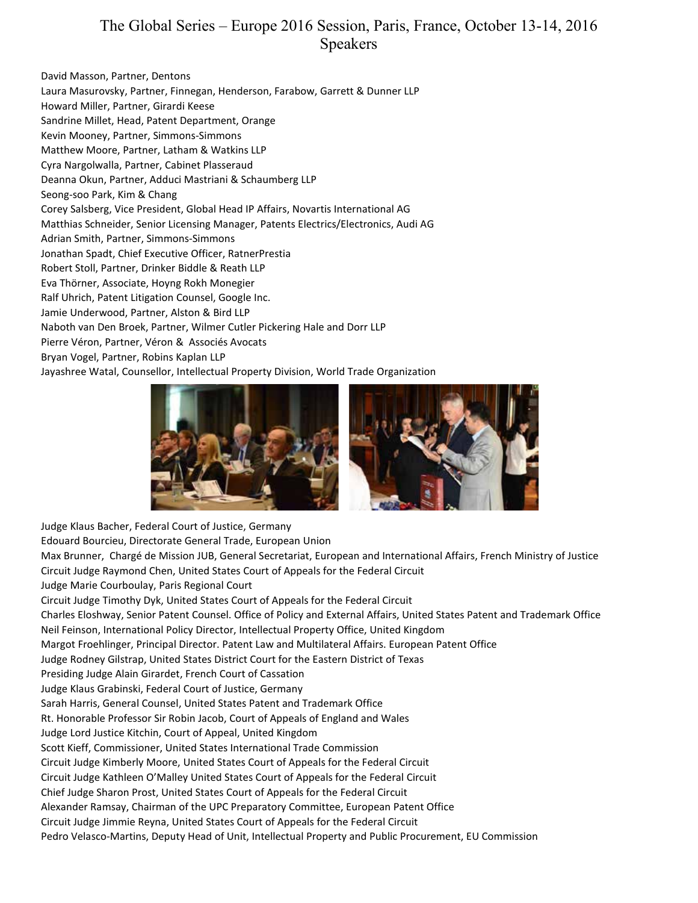# The Global Series – Europe 2016 Session, Paris, France, October 13-14, 2016
## Speakers

David Masson, Partner, Dentons
Laura Masurovsky, Partner, Finnegan, Henderson, Farabow, Garrett & Dunner LLP
Howard Miller, Partner, Girardi Keese
Sandrine Millet, Head, Patent Department, Orange
Kevin Mooney, Partner, Simmons-Simmons
Matthew Moore, Partner, Latham & Watkins LLP
Cyra Nargolwalla, Partner, Cabinet Plasseraud
Deanna Okun, Partner, Adduci Mastriani & Schaumberg LLP
Seong-soo Park, Kim & Chang
Corey Salsberg, Vice President, Global Head IP Affairs, Novartis International AG
Matthias Schneider, Senior Licensing Manager, Patents Electrics/Electronics, Audi AG
Adrian Smith, Partner, Simmons-Simmons
Jonathan Spadt, Chief Executive Officer, RatnerPrestia
Robert Stoll, Partner, Drinker Biddle & Reath LLP
Eva Thörner, Associate, Hoyng Rokh Monegier
Ralf Uhrich, Patent Litigation Counsel, Google Inc.
Jamie Underwood, Partner, Alston & Bird LLP
Naboth van Den Broek, Partner, Wilmer Cutler Pickering Hale and Dorr LLP
Pierre Véron, Partner, Véron & Associés Avocats
Bryan Vogel, Partner, Robins Kaplan LLP
Jayashree Watal, Counsellor, Intellectual Property Division, World Trade Organization

Judge Klaus Bacher, Federal Court of Justice, Germany
Edouard Bourcieu, Directorate General Trade, European Union
Max Brunner, Chargé de Mission JUB, General Secretariat, European and International Affairs, French Ministry of Justice
Circuit Judge Raymond Chen, United States Court of Appeals for the Federal Circuit
Judge Marie Courboulay, Paris Regional Court
Circuit Judge Timothy Dyk, United States Court of Appeals for the Federal Circuit
Charles Eloshway, Senior Patent Counsel. Office of Policy and External Affairs, United States Patent and Trademark Office
Neil Feinson, International Policy Director, Intellectual Property Office, United Kingdom
Margot Froehlinger, Principal Director. Patent Law and Multilateral Affairs. European Patent Office
Judge Rodney Gilstrap, United States District Court for the Eastern District of Texas
Presiding Judge Alain Girardet, French Court of Cassation
Judge Klaus Grabinski, Federal Court of Justice, Germany
Sarah Harris, General Counsel, United States Patent and Trademark Office
Rt. Honorable Professor Sir Robin Jacob, Court of Appeals of England and Wales
Judge Lord Justice Kitchin, Court of Appeal, United Kingdom
Scott Kieff, Commissioner, United States International Trade Commission
Circuit Judge Kimberly Moore, United States Court of Appeals for the Federal Circuit
Circuit Judge Kathleen O'Malley United States Court of Appeals for the Federal Circuit
Chief Judge Sharon Prost, United States Court of Appeals for the Federal Circuit
Alexander Ramsay, Chairman of the UPC Preparatory Committee, European Patent Office
Circuit Judge Jimmie Reyna, United States Court of Appeals for the Federal Circuit
Pedro Velasco-Martins, Deputy Head of Unit, Intellectual Property and Public Procurement, EU Commission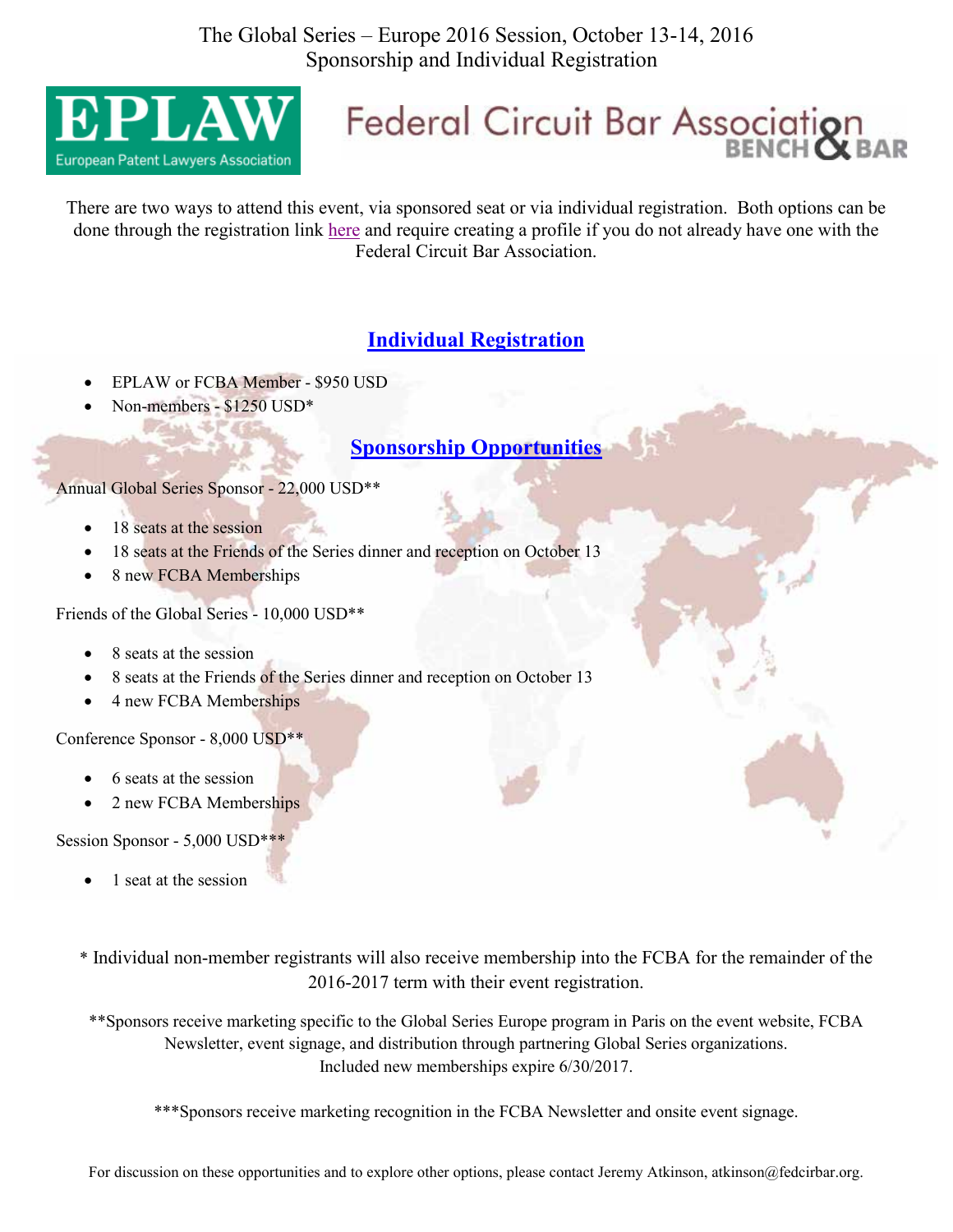The Global Series – Europe 2016 Session, October 13-14, 2016
Sponsorship and Individual Registration

EPLAW European Patent Lawyers Association

Federal Circuit Bar Association BENCH & BAR

There are two ways to attend this event, via sponsored seat or via individual registration. Both options can be done through the registration link here and require creating a profile if you do not already have one with the Federal Circuit Bar Association.

## Individual Registration

- EPLAW or FCBA Member - $950 USD
- Non-members - $1250 USD*

## Sponsorship Opportunities

Annual Global Series Sponsor - 22,000 USD**

- 18 seats at the session
- 18 seats at the Friends of the Series dinner and reception on October 13
- 8 new FCBA Memberships

Friends of the Global Series - 10,000 USD**

- 8 seats at the session
- 8 seats at the Friends of the Series dinner and reception on October 13
- 4 new FCBA Memberships

Conference Sponsor - 8,000 USD**

- 6 seats at the session
- 2 new FCBA Memberships

Session Sponsor - 5,000 USD***

- 1 seat at the session

* Individual non-member registrants will also receive membership into the FCBA for the remainder of the 2016-2017 term with their event registration.

**Sponsors receive marketing specific to the Global Series Europe program in Paris on the event website, FCBA Newsletter, event signage, and distribution through partnering Global Series organizations. Included new memberships expire 6/30/2017.

***Sponsors receive marketing recognition in the FCBA Newsletter and onsite event signage.

For discussion on these opportunities and to explore other options, please contact Jeremy Atkinson, atkinson@fedcirbar.org.